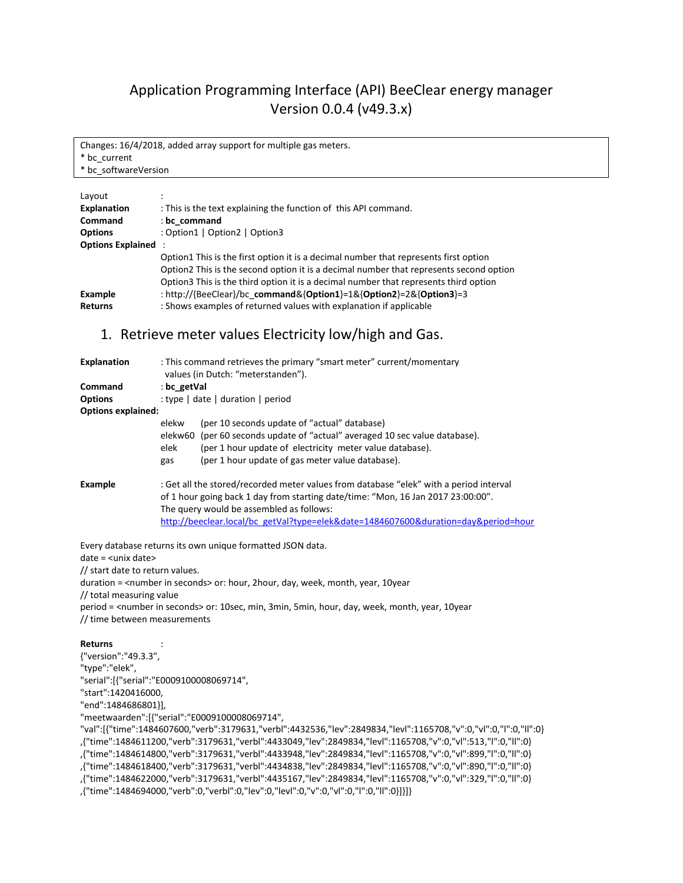# Application Programming Interface (API) BeeClear energy manager Version 0.0.4 (v49.3.x)

Changes: 16/4/2018, added array support for multiple gas meters.
* bc_current
* bc_softwareVersion

Layout :
**Explanation** : This is the text explaining the function of this API command.
**Command** : **bc_command**
**Options** : Option1 | Option2 | Option3
**Options Explained** :
Option1 This is the first option it is a decimal number that represents first option
Option2 This is the second option it is a decimal number that represents second option
Option3 This is the third option it is a decimal number that represents third option
**Example** : http://{BeeClear}/bc_**command**&{**Option1**}=1&{**Option2**}=2&{**Option3**}=3
**Returns** : Shows examples of returned values with explanation if applicable

## 1. Retrieve meter values Electricity low/high and Gas.

**Explanation** : This command retrieves the primary "smart meter" current/momentary values (in Dutch: "meterstanden").
**Command** : **bc_getVal**
**Options** : type | date | duration | period
**Options explained:**

elekw (per 10 seconds update of "actual" database)
elekw60 (per 60 seconds update of "actual" averaged 10 sec value database).
elek (per 1 hour update of electricity meter value database).
gas (per 1 hour update of gas meter value database).

**Example** : Get all the stored/recorded meter values from database "elek" with a period interval of 1 hour going back 1 day from starting date/time: "Mon, 16 Jan 2017 23:00:00".
The query would be assembled as follows:
http://beeclear.local/bc_getVal?type=elek&date=1484607600&duration=day&period=hour

Every database returns its own unique formatted JSON data.
date = <unix date>
// start date to return values.
duration = <number in seconds> or: hour, 2hour, day, week, month, year, 10year
// total measuring value
period = <number in seconds> or: 10sec, min, 3min, 5min, hour, day, week, month, year, 10year
// time between measurements

**Returns** :

```
{"version":"49.3.3",
"type":"elek",
"serial":[{"serial":"E0009100008069714",
"start":1420416000,
"end":1484686801}],
"meetwaarden":[{"serial":"E0009100008069714",
"val":[{"time":1484607600,"verb":3179631,"verbl":4432536,"lev":2849834,"levl":1165708,"v":0,"vl":0,"l":0,"ll":0}
,{"time":1484611200,"verb":3179631,"verbl":4433049,"lev":2849834,"levl":1165708,"v":0,"vl":513,"l":0,"ll":0}
,{"time":1484614800,"verb":3179631,"verbl":4433948,"lev":2849834,"levl":1165708,"v":0,"vl":899,"l":0,"ll":0}
,{"time":1484618400,"verb":3179631,"verbl":4434838,"lev":2849834,"levl":1165708,"v":0,"vl":890,"l":0,"ll":0}
,{"time":1484622000,"verb":3179631,"verbl":4435167,"lev":2849834,"levl":1165708,"v":0,"vl":329,"l":0,"ll":0}
,{"time":1484694000,"verb":0,"verbl":0,"lev":0,"levl":0,"v":0,"vl":0,"l":0,"ll":0}]}]}
```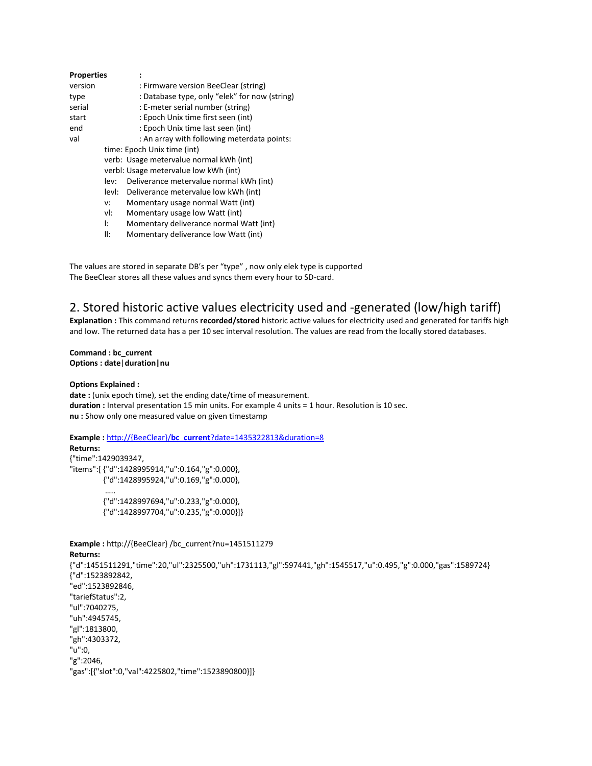**Properties** :

version : Firmware version BeeClear (string)

type : Database type, only "elek" for now (string)

serial : E-meter serial number (string)

start : Epoch Unix time first seen (int)

end : Epoch Unix time last seen (int)

val : An array with following meterdata points:

- time: Epoch Unix time (int)
- verb: Usage metervalue normal kWh (int)
- verbl: Usage metervalue low kWh (int)
- lev: Deliverance metervalue normal kWh (int)
- levl: Deliverance metervalue low kWh (int)
- v: Momentary usage normal Watt (int)
- vl: Momentary usage low Watt (int)
- l: Momentary deliverance normal Watt (int)
- ll: Momentary deliverance low Watt (int)

The values are stored in separate DB's per "type" , now only elek type is cupported
The BeeClear stores all these values and syncs them every hour to SD-card.

## 2. Stored historic active values electricity used and -generated (low/high tariff)

**Explanation :** This command returns **recorded/stored** historic active values for electricity used and generated for tariffs high and low. The returned data has a per 10 sec interval resolution. The values are read from the locally stored databases.

**Command : bc_current**
**Options : date|duration|nu**

**Options Explained :**
**date :** (unix epoch time), set the ending date/time of measurement.
**duration :** Interval presentation 15 min units. For example 4 units = 1 hour. Resolution is 10 sec.
**nu :** Show only one measured value on given timestamp

**Example :** http://{BeeClear}/**bc_current**?date=1435322813&duration=8
**Returns:**

```
{"time":1429039347,
"items":[ {"d":1428995914,"u":0.164,"g":0.000},
          {"d":1428995924,"u":0.169,"g":0.000},
          .....
          {"d":1428997694,"u":0.233,"g":0.000},
          {"d":1428997704,"u":0.235,"g":0.000}]}
```

**Example :** http://{BeeClear} /bc_current?nu=1451511279
**Returns:**

```
{"d":1451511291,"time":20,"ul":2325500,"uh":1731113,"gl":597441,"gh":1545517,"u":0.495,"g":0.000,"gas":1589724}
{"d":1523892842,
"ed":1523892846,
"tariefStatus":2,
"ul":7040275,
"uh":4945745,
"gl":1813800,
"gh":4303372,
"u":0,
"g":2046,
"gas":[{"slot":0,"val":4225802,"time":1523890800}]}
```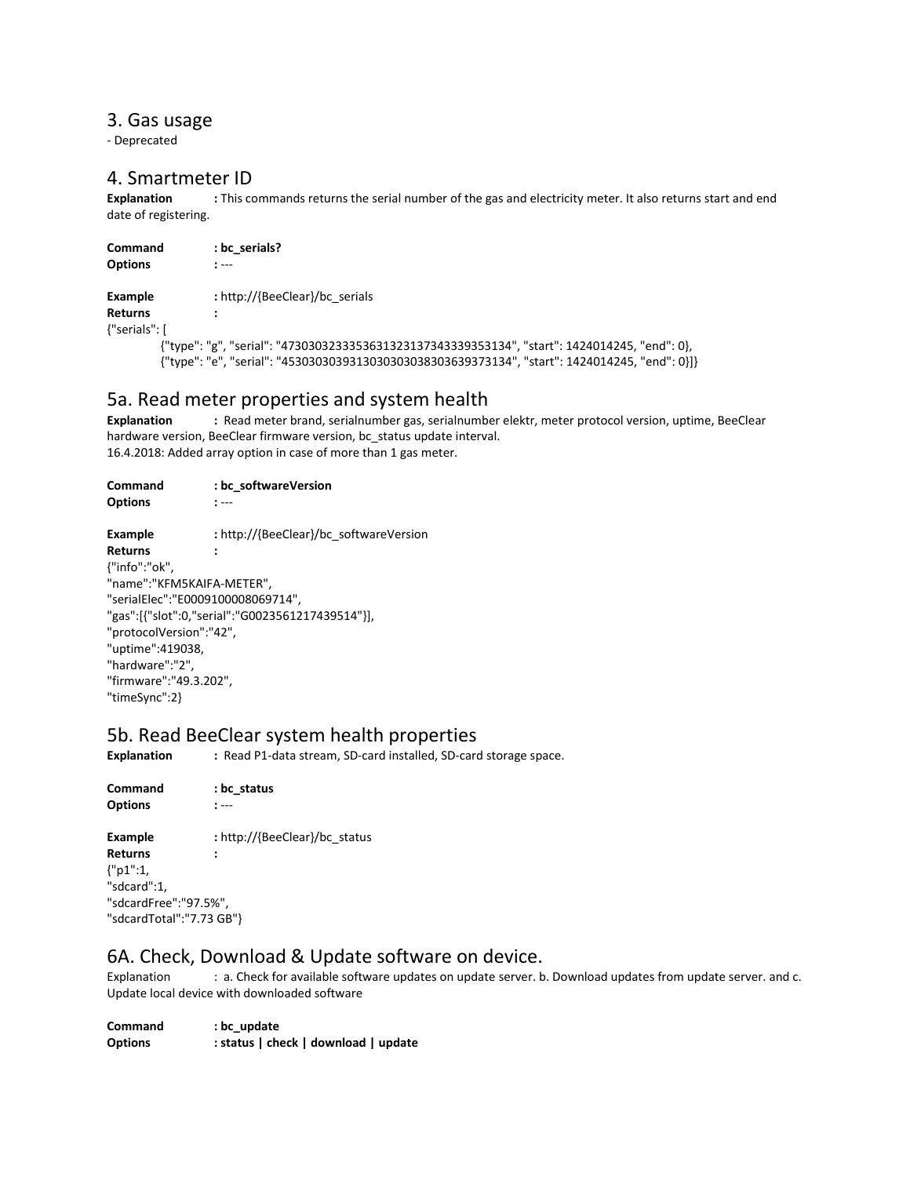## 3. Gas usage

- Deprecated

## 4. Smartmeter ID

**Explanation** **:** This commands returns the serial number of the gas and electricity meter. It also returns start and end date of registering.

**Command** **: bc_serials?**
**Options** **:** ---

**Example** **:** http://{BeeClear}/bc_serials
**Returns** **:**

```
{"serials": [
    {"type": "g", "serial": "4730303233353631323137343339353134", "start": 1424014245, "end": 0},
    {"type": "e", "serial": "4530303039313030303038303639373134", "start": 1424014245, "end": 0}]}
```

## 5a. Read meter properties and system health

**Explanation** **:** Read meter brand, serialnumber gas, serialnumber elektr, meter protocol version, uptime, BeeClear hardware version, BeeClear firmware version, bc_status update interval.
16.4.2018: Added array option in case of more than 1 gas meter.

**Command** **: bc_softwareVersion**
**Options** **:** ---

**Example** **:** http://{BeeClear}/bc_softwareVersion
**Returns** **:**

```
{"info":"ok",
"name":"KFM5KAIFA-METER",
"serialElec":"E0009100008069714",
"gas":[{"slot":0,"serial":"G0023561217439514"}],
"protocolVersion":"42",
"uptime":419038,
"hardware":"2",
"firmware":"49.3.202",
"timeSync":2}
```

## 5b. Read BeeClear system health properties

**Explanation** **:** Read P1-data stream, SD-card installed, SD-card storage space.

**Command** **: bc_status**
**Options** **:** ---

**Example** **:** http://{BeeClear}/bc_status
**Returns** **:**

```
{"p1":1,
"sdcard":1,
"sdcardFree":"97.5%",
"sdcardTotal":"7.73 GB"}
```

## 6A. Check, Download & Update software on device.

Explanation : a. Check for available software updates on update server. b. Download updates from update server. and c. Update local device with downloaded software

**Command** **: bc_update**
**Options** **: status | check | download | update**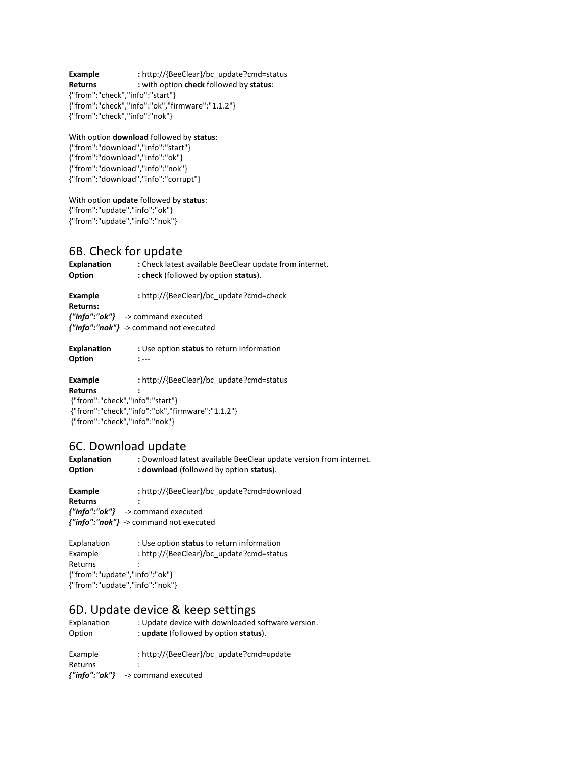**Example** : http://{BeeClear}/bc_update?cmd=status
**Returns** : with option **check** followed by **status**:
{"from":"check","info":"start"}
{"from":"check","info":"ok","firmware":"1.1.2"}
{"from":"check","info":"nok"}

With option **download** followed by **status**:
{"from":"download","info":"start"}
{"from":"download","info":"ok"}
{"from":"download","info":"nok"}
{"from":"download","info":"corrupt"}

With option **update** followed by **status**:
{"from":"update","info":"ok"}
{"from":"update","info":"nok"}

## 6B. Check for update

**Explanation** : Check latest available BeeClear update from internet.
**Option** : **check** (followed by option **status**).

**Example** : http://{BeeClear}/bc_update?cmd=check
**Returns:**
***{"info":"ok"}*** -> command executed
***{"info":"nok"}*** -> command not executed

**Explanation** : Use option **status** to return information
**Option** : ---

**Example** : http://{BeeClear}/bc_update?cmd=status
**Returns** :
{"from":"check","info":"start"}
{"from":"check","info":"ok","firmware":"1.1.2"}
{"from":"check","info":"nok"}

## 6C. Download update

**Explanation** : Download latest available BeeClear update version from internet.
**Option** : **download** (followed by option **status**).

**Example** : http://{BeeClear}/bc_update?cmd=download
**Returns** :
***{"info":"ok"}*** -> command executed
***{"info":"nok"}*** -> command not executed

Explanation : Use option **status** to return information
Example : http://{BeeClear}/bc_update?cmd=status
Returns :
{"from":"update","info":"ok"}
{"from":"update","info":"nok"}

## 6D. Update device & keep settings

Explanation : Update device with downloaded software version.
Option : **update** (followed by option **status**).

Example : http://{BeeClear}/bc_update?cmd=update
Returns :
***{"info":"ok"}*** -> command executed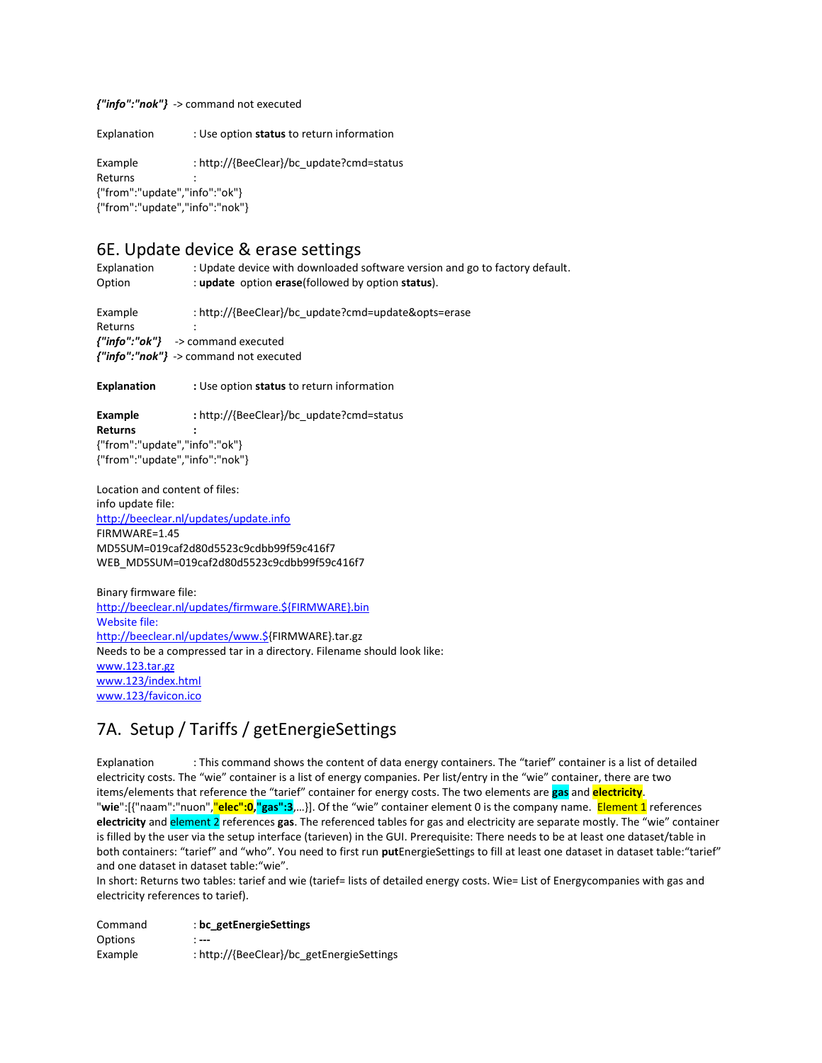***{"info":"nok"}*** -> command not executed

Explanation : Use option **status** to return information

Example : http://{BeeClear}/bc_update?cmd=status
Returns :
{"from":"update","info":"ok"}
{"from":"update","info":"nok"}

## 6E. Update device & erase settings

Explanation : Update device with downloaded software version and go to factory default.
Option : **update** option **erase**(followed by option **status**).

Example : http://{BeeClear}/bc_update?cmd=update&opts=erase
Returns :
***{"info":"ok"}*** -> command executed
***{"info":"nok"}*** -> command not executed

**Explanation :** Use option **status** to return information

**Example :** http://{BeeClear}/bc_update?cmd=status
**Returns :**
{"from":"update","info":"ok"}
{"from":"update","info":"nok"}

Location and content of files:
info update file:
http://beeclear.nl/updates/update.info
FIRMWARE=1.45
MD5SUM=019caf2d80d5523c9cdbb99f59c416f7
WEB_MD5SUM=019caf2d80d5523c9cdbb99f59c416f7

Binary firmware file:
http://beeclear.nl/updates/firmware.${FIRMWARE}.bin
Website file:
http://beeclear.nl/updates/www.${FIRMWARE}.tar.gz
Needs to be a compressed tar in a directory. Filename should look like:
www.123.tar.gz
www.123/index.html
www.123/favicon.ico

## 7A. Setup / Tariffs / getEnergieSettings

Explanation : This command shows the content of data energy containers. The "tarief" container is a list of detailed electricity costs. The "wie" container is a list of energy companies. Per list/entry in the "wie" container, there are two items/elements that reference the "tarief" container for energy costs. The two elements are **gas** and **electricity**. "**wie**":[{"naam":"nuon",**"elec":0**,**"gas":3**,...}]. Of the "wie" container element 0 is the company name. Element 1 references **electricity** and element 2 references **gas**. The referenced tables for gas and electricity are separate mostly. The "wie" container is filled by the user via the setup interface (tarieven) in the GUI. Prerequisite: There needs to be at least one dataset/table in both containers: "tarief" and "who". You need to first run **put**EnergieSettings to fill at least one dataset in dataset table:"tarief" and one dataset in dataset table:"wie".
In short: Returns two tables: tarief and wie (tarief= lists of detailed energy costs. Wie= List of Energycompanies with gas and electricity references to tarief).

Command : **bc_getEnergieSettings**
Options : **---**
Example : http://{BeeClear}/bc_getEnergieSettings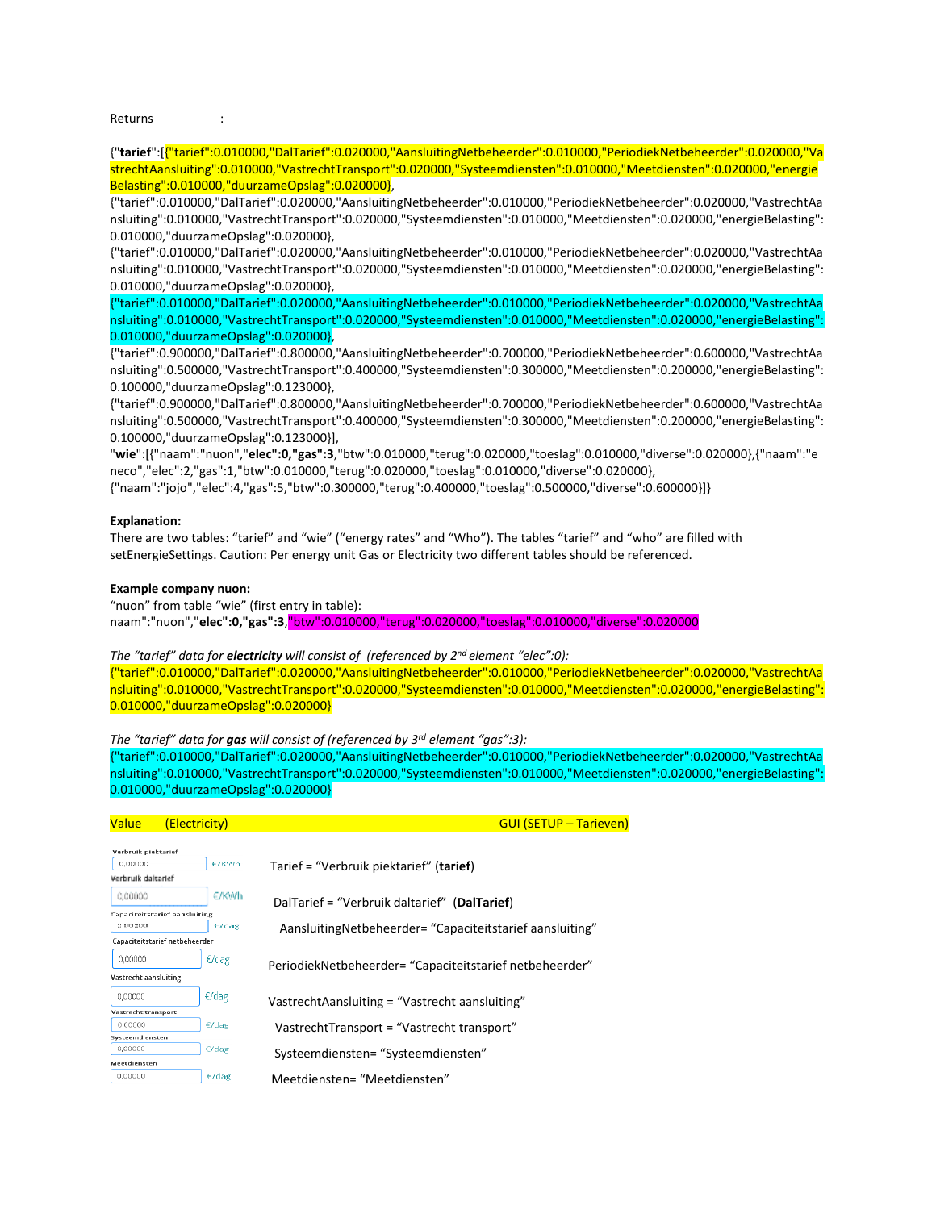Returns :

{"**tarief**":[{"tarief":0.010000,"DalTarief":0.020000,"AansluitingNetbeheerder":0.010000,"PeriodiekNetbeheerder":0.020000,"VastrechtAansluiting":0.010000,"VastrechtTransport":0.020000,"Systeemdiensten":0.010000,"Meetdiensten":0.020000,"energieBelasting":0.010000,"duurzameOpslag":0.020000},
{"tarief":0.010000,"DalTarief":0.020000,"AansluitingNetbeheerder":0.010000,"PeriodiekNetbeheerder":0.020000,"VastrechtAansluiting":0.010000,"VastrechtTransport":0.020000,"Systeemdiensten":0.010000,"Meetdiensten":0.020000,"energieBelasting":0.010000,"duurzameOpslag":0.020000},
{"tarief":0.010000,"DalTarief":0.020000,"AansluitingNetbeheerder":0.010000,"PeriodiekNetbeheerder":0.020000,"VastrechtAansluiting":0.010000,"VastrechtTransport":0.020000,"Systeemdiensten":0.010000,"Meetdiensten":0.020000,"energieBelasting":0.010000,"duurzameOpslag":0.020000},
{"tarief":0.010000,"DalTarief":0.020000,"AansluitingNetbeheerder":0.010000,"PeriodiekNetbeheerder":0.020000,"VastrechtAansluiting":0.010000,"VastrechtTransport":0.020000,"Systeemdiensten":0.010000,"Meetdiensten":0.020000,"energieBelasting":0.010000,"duurzameOpslag":0.020000},
{"tarief":0.900000,"DalTarief":0.800000,"AansluitingNetbeheerder":0.700000,"PeriodiekNetbeheerder":0.600000,"VastrechtAansluiting":0.500000,"VastrechtTransport":0.400000,"Systeemdiensten":0.300000,"Meetdiensten":0.200000,"energieBelasting":0.100000,"duurzameOpslag":0.123000},
{"tarief":0.900000,"DalTarief":0.800000,"AansluitingNetbeheerder":0.700000,"PeriodiekNetbeheerder":0.600000,"VastrechtAansluiting":0.500000,"VastrechtTransport":0.400000,"Systeemdiensten":0.300000,"Meetdiensten":0.200000,"energieBelasting":0.100000,"duurzameOpslag":0.123000}],
"**wie**":[{"naam":"nuon","**elec":0,"gas":3**,"btw":0.010000,"terug":0.020000,"toeslag":0.010000,"diverse":0.020000},{"naam":"eneco","elec":2,"gas":1,"btw":0.010000,"terug":0.020000,"toeslag":0.010000,"diverse":0.020000},
{"naam":"jojo","elec":4,"gas":5,"btw":0.300000,"terug":0.400000,"toeslag":0.500000,"diverse":0.600000}]}

**Explanation:**
There are two tables: "tarief" and "wie" ("energy rates" and "Who"). The tables "tarief" and "who" are filled with setEnergieSettings. Caution: Per energy unit Gas or Electricity two different tables should be referenced.

**Example company nuon:**
"nuon" from table "wie" (first entry in table):
naam":"nuon","**elec":0,"gas":3**,"btw":0.010000,"terug":0.020000,"toeslag":0.010000,"diverse":0.020000

*The "tarief" data for **electricity** will consist of (referenced by 2nd element "elec":0):*
{"tarief":0.010000,"DalTarief":0.020000,"AansluitingNetbeheerder":0.010000,"PeriodiekNetbeheerder":0.020000,"VastrechtAansluiting":0.010000,"VastrechtTransport":0.020000,"Systeemdiensten":0.010000,"Meetdiensten":0.020000,"energieBelasting":0.010000,"duurzameOpslag":0.020000}

*The "tarief" data for **gas** will consist of (referenced by 3rd element "gas":3):*
{"tarief":0.010000,"DalTarief":0.020000,"AansluitingNetbeheerder":0.010000,"PeriodiekNetbeheerder":0.020000,"VastrechtAansluiting":0.010000,"VastrechtTransport":0.020000,"Systeemdiensten":0.010000,"Meetdiensten":0.020000,"energieBelasting":0.010000,"duurzameOpslag":0.020000}

| Value (Electricity) | GUI (SETUP – Tarieven) |
|---|---|
| Verbruik piektarief: 0,00000 €/KWh | Tarief = "Verbruik piektarief" (**tarief**) |
| Verbruik daltarief: 0,00000 €/KWh | DalTarief = "Verbruik daltarief" (**DalTarief**) |
| Capaciteitstarief aansluiting: 0,00000 €/dag | AansluitingNetbeheerder= "Capaciteitstarief aansluiting" |
| Capaciteitstarief netbeheerder: 0,00000 €/dag | PeriodiekNetbeheerder= "Capaciteitstarief netbeheerder" |
| Vastrecht aansluiting: 0,00000 €/dag | VastrechtAansluiting = "Vastrecht aansluiting" |
| Vastrecht transport: 0,00000 €/dag | VastrechtTransport = "Vastrecht transport" |
| Systeemdiensten: 0,00000 €/dag | Systeemdiensten= "Systeemdiensten" |
| Meetdiensten: 0,00000 €/dag | Meetdiensten= "Meetdiensten" |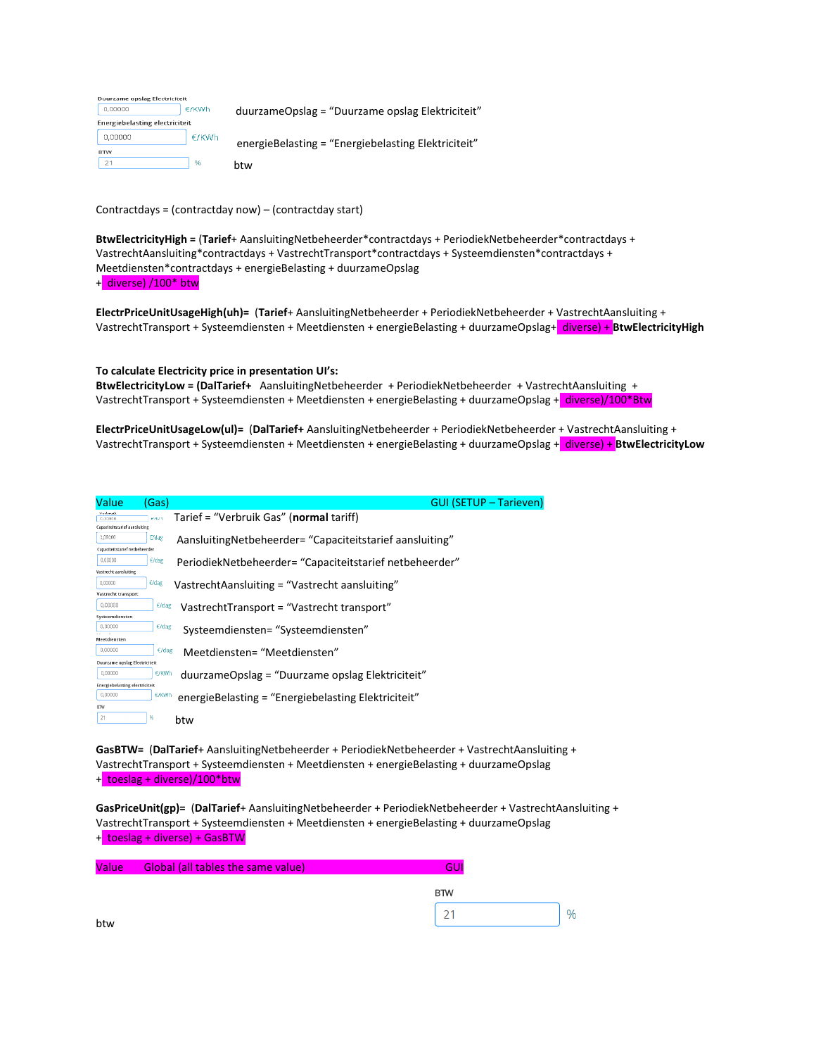| Field | Value | Unit | Mapping |
|---|---|---|---|
| Duurzame opslag Electriciteit | 0,00000 | €/KWh | duurzameOpslag = “Duurzame opslag Elektriciteit” |
| Energiebelasting electriciteit | 0,00000 | €/KWh | energieBelasting = “Energiebelasting Elektriciteit” |
| BTW | 21 | % | btw |

Contractdays = (contractday now) – (contractday start)

**BtwElectricityHigh = (Tarief**+ AansluitingNetbeheerder*contractdays + PeriodiekNetbeheerder*contractdays + VastrechtAansluiting*contractdays + VastrechtTransport*contractdays + Systeemdiensten*contractdays + Meetdiensten*contractdays + energieBelasting + duurzameOpslag + diverse) /100* btw

**ElectrPriceUnitUsageHigh(uh)=** (**Tarief**+ AansluitingNetbeheerder + PeriodiekNetbeheerder + VastrechtAansluiting + VastrechtTransport + Systeemdiensten + Meetdiensten + energieBelasting + duurzameOpslag+ diverse) + **BtwElectricityHigh**

**To calculate Electricity price in presentation UI's:**

**BtwElectricityLow = (DalTarief+** AansluitingNetbeheerder + PeriodiekNetbeheerder + VastrechtAansluiting + VastrechtTransport + Systeemdiensten + Meetdiensten + energieBelasting + duurzameOpslag + diverse)/100*Btw

**ElectrPriceUnitUsageLow(ul)=** (**DalTarief+** AansluitingNetbeheerder + PeriodiekNetbeheerder + VastrechtAansluiting + VastrechtTransport + Systeemdiensten + Meetdiensten + energieBelasting + duurzameOpslag + diverse) + **BtwElectricityLow**

| Value (Gas) | | | GUI (SETUP – Tarieven) |
|---|---|---|---|
| Verbruik | 0,00000 | €/m3 | Tarief = “Verbruik Gas” (**normal** tariff) |
| Capaciteitstarief aansluiting | 1,00100 | €/dag | AansluitingNetbeheerder= “Capaciteitstarief aansluiting” |
| Capaciteitstarief netbeheerder | 0,00000 | €/dag | PeriodiekNetbeheerder= “Capaciteitstarief netbeheerder” |
| Vastrecht aansluiting | 0,00000 | €/dag | VastrechtAansluiting = “Vastrecht aansluiting” |
| Vastrecht transport | 0,00000 | €/dag | VastrechtTransport = “Vastrecht transport” |
| Systeemdiensten | 0,00000 | €/dag | Systeemdiensten= “Systeemdiensten” |
| Meetdiensten | 0,00000 | €/dag | Meetdiensten= “Meetdiensten” |
| Duurzame opslag Electriciteit | 0,00000 | €/KWh | duurzameOpslag = “Duurzame opslag Elektriciteit” |
| Energiebelasting electriciteit | 0,00000 | €/KWh | energieBelasting = “Energiebelasting Elektriciteit” |
| BTW | 21 | % | btw |

**GasBTW=** (**DalTarief**+ AansluitingNetbeheerder + PeriodiekNetbeheerder + VastrechtAansluiting + VastrechtTransport + Systeemdiensten + Meetdiensten + energieBelasting + duurzameOpslag + toeslag + diverse)/100*btw

**GasPriceUnit(gp)=** (**DalTarief**+ AansluitingNetbeheerder + PeriodiekNetbeheerder + VastrechtAansluiting + VastrechtTransport + Systeemdiensten + Meetdiensten + energieBelasting + duurzameOpslag + toeslag + diverse) + GasBTW

| Value | Global (all tables the same value) | GUI |
|---|---|---|
| btw | | BTW: 21 % |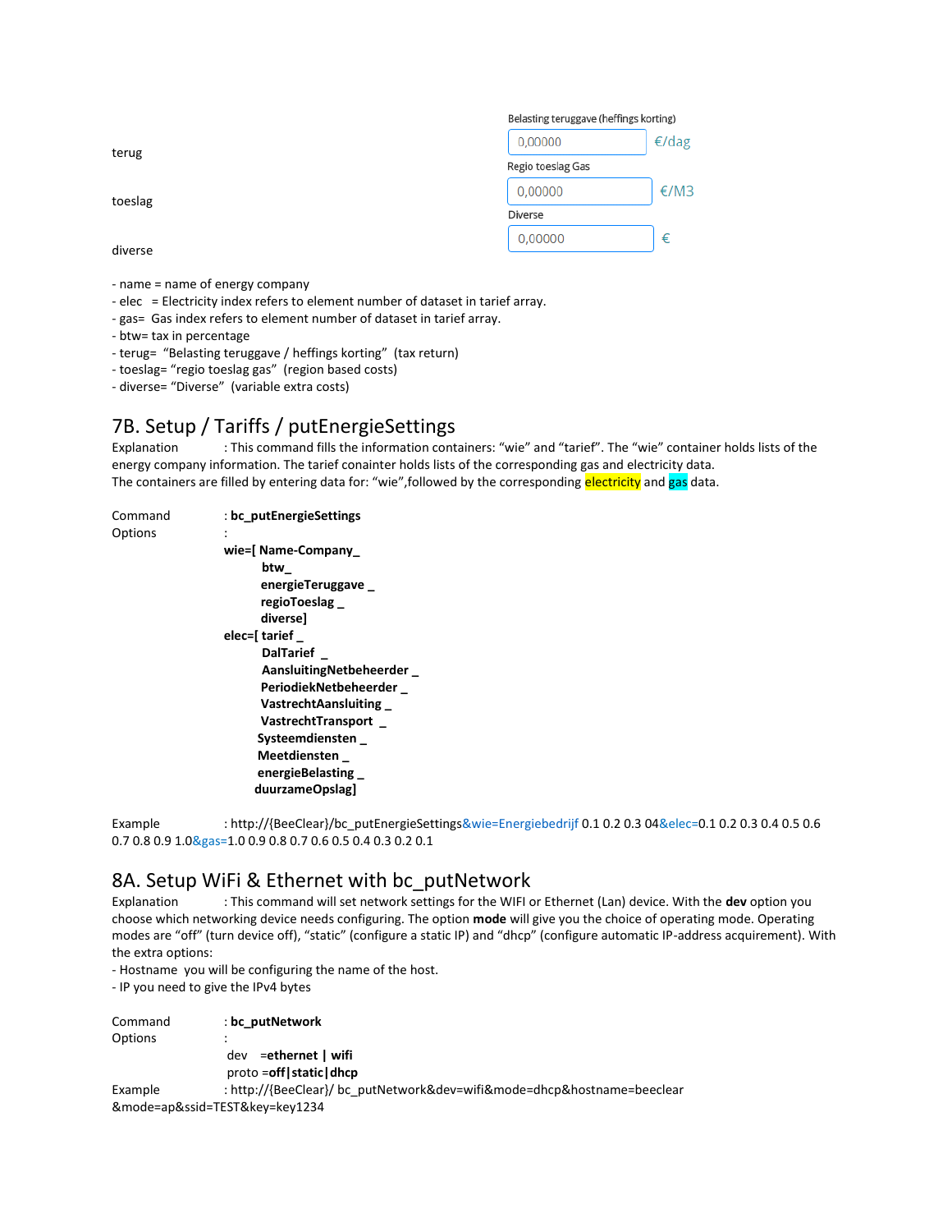| | Belasting teruggave (heffings korting) | |
|---|---|---|
| terug | 0,00000 | €/dag |
| | Regio toeslag Gas | |
| toeslag | 0,00000 | €/M3 |
| | Diverse | |
| diverse | 0,00000 | € |

- name = name of energy company
- elec = Electricity index refers to element number of dataset in tarief array.
- gas= Gas index refers to element number of dataset in tarief array.
- btw= tax in percentage
- terug= "Belasting teruggave / heffings korting" (tax return)
- toeslag= "regio toeslag gas" (region based costs)
- diverse= "Diverse" (variable extra costs)

## 7B. Setup / Tariffs / putEnergieSettings

Explanation : This command fills the information containers: "wie" and "tarief". The "wie" container holds lists of the energy company information. The tarief conainter holds lists of the corresponding gas and electricity data.
The containers are filled by entering data for: "wie",followed by the corresponding electricity and gas data.

Command : **bc_putEnergieSettings**
Options :

**wie=[ Name-Company_**
**btw_**
**energieTeruggave _**
**regioToeslag _**
**diverse]**
**elec=[ tarief _**
**DalTarief _**
**AansluitingNetbeheerder _**
**PeriodiekNetbeheerder _**
**VastrechtAansluiting _**
**VastrechtTransport _**
**Systeemdiensten _**
**Meetdiensten _**
**energieBelasting _**
**duurzameOpslag]**

Example : http://{BeeClear}/bc_putEnergieSettings&wie=Energiebedrijf 0.1 0.2 0.3 04&elec=0.1 0.2 0.3 0.4 0.5 0.6 0.7 0.8 0.9 1.0&gas=1.0 0.9 0.8 0.7 0.6 0.5 0.4 0.3 0.2 0.1

## 8A. Setup WiFi & Ethernet with bc_putNetwork

Explanation : This command will set network settings for the WIFI or Ethernet (Lan) device. With the **dev** option you choose which networking device needs configuring. The option **mode** will give you the choice of operating mode. Operating modes are "off" (turn device off), "static" (configure a static IP) and "dhcp" (configure automatic IP-address acquirement). With the extra options:
- Hostname you will be configuring the name of the host.
- IP you need to give the IPv4 bytes

Command : **bc_putNetwork**
Options :
dev =**ethernet | wifi**
proto =**off|static|dhcp**
Example : http://{BeeClear}/ bc_putNetwork&dev=wifi&mode=dhcp&hostname=beeclear &mode=ap&ssid=TEST&key=key1234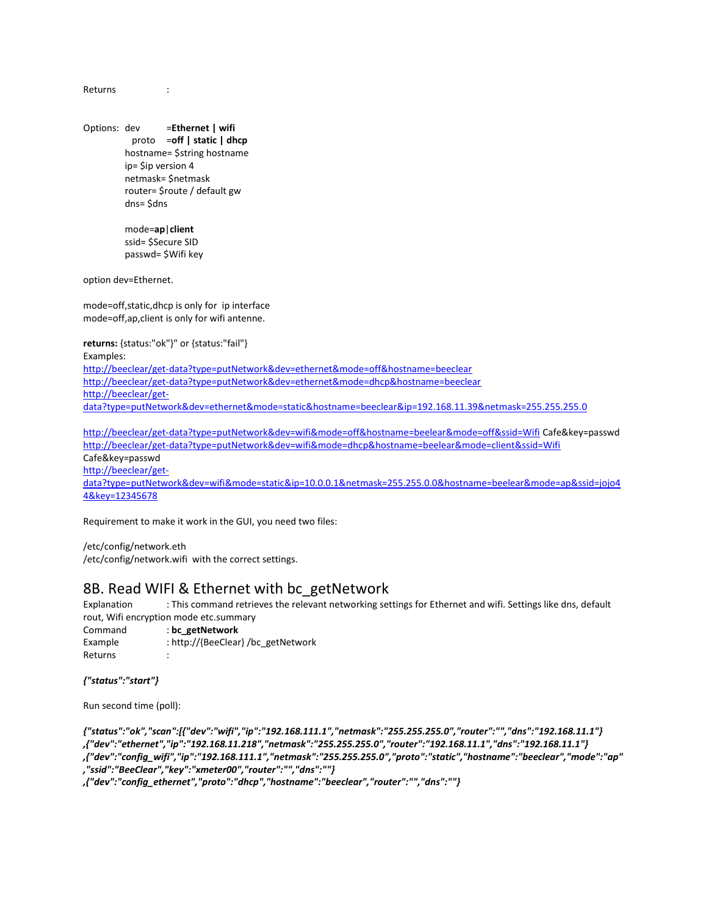Returns :

Options: dev =**Ethernet | wifi**
proto =**off | static | dhcp**
hostname= $string hostname
ip= $ip version 4
netmask= $netmask
router= $route / default gw
dns= $dns

mode=**ap**|**client**
ssid= $Secure SID
passwd= $Wifi key

option dev=Ethernet.

mode=off,static,dhcp is only for ip interface
mode=off,ap,client is only for wifi antenne.

**returns:** {status:"ok"}" or {status:"fail"}
Examples:
http://beeclear/get-data?type=putNetwork&dev=ethernet&mode=off&hostname=beeclear
http://beeclear/get-data?type=putNetwork&dev=ethernet&mode=dhcp&hostname=beeclear
http://beeclear/get-data?type=putNetwork&dev=ethernet&mode=static&hostname=beeclear&ip=192.168.11.39&netmask=255.255.255.0

http://beeclear/get-data?type=putNetwork&dev=wifi&mode=off&hostname=beelear&mode=off&ssid=Wifi Cafe&key=passwd
http://beeclear/get-data?type=putNetwork&dev=wifi&mode=dhcp&hostname=beelear&mode=client&ssid=Wifi Cafe&key=passwd
http://beeclear/get-data?type=putNetwork&dev=wifi&mode=static&ip=10.0.0.1&netmask=255.255.0.0&hostname=beelear&mode=ap&ssid=jojo44&key=12345678

Requirement to make it work in the GUI, you need two files:

/etc/config/network.eth
/etc/config/network.wifi with the correct settings.

## 8B. Read WIFI & Ethernet with bc_getNetwork

Explanation : This command retrieves the relevant networking settings for Ethernet and wifi. Settings like dns, default rout, Wifi encryption mode etc.summary
Command : **bc_getNetwork**
Example : http://{BeeClear} /bc_getNetwork
Returns :

***{"status":"start"}***

Run second time (poll):

***{"status":"ok","scan":[{"dev":"wifi","ip":"192.168.111.1","netmask":"255.255.255.0","router":"","dns":"192.168.11.1"}
,{"dev":"ethernet","ip":"192.168.11.218","netmask":"255.255.255.0","router":"192.168.11.1","dns":"192.168.11.1"}
,{"dev":"config_wifi","ip":"192.168.111.1","netmask":"255.255.255.0","proto":"static","hostname":"beeclear","mode":"ap"
,"ssid":"BeeClear","key":"xmeter00","router":"","dns":""}
,{"dev":"config_ethernet","proto":"dhcp","hostname":"beeclear","router":"","dns":""}***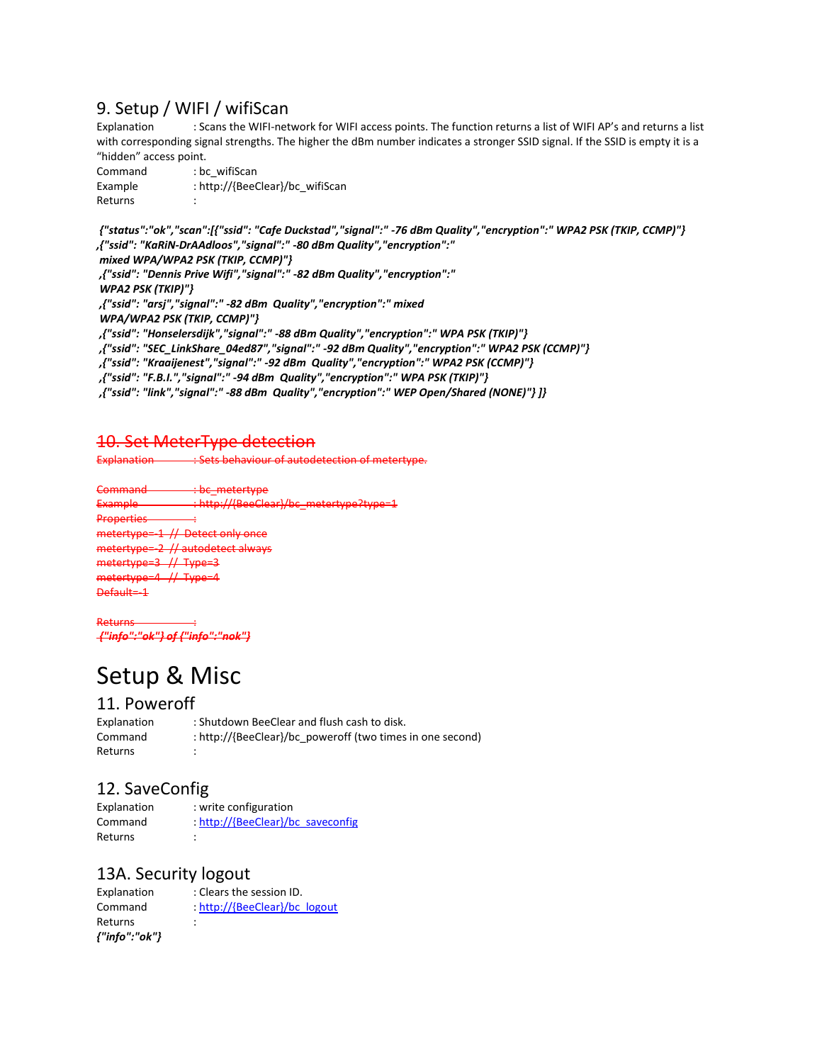## 9. Setup / WIFI / wifiScan

Explanation : Scans the WIFI-network for WIFI access points. The function returns a list of WIFI AP's and returns a list with corresponding signal strengths. The higher the dBm number indicates a stronger SSID signal. If the SSID is empty it is a "hidden" access point.

Command : bc_wifiScan

Example : http://{BeeClear}/bc_wifiScan

Returns :

```
{"status":"ok","scan":[{"ssid": "Cafe Duckstad","signal":" -76 dBm Quality","encryption":" WPA2 PSK (TKIP, CCMP)"}
,{"ssid": "KaRiN-DrAAdloos","signal":" -80 dBm Quality","encryption":"
 mixed WPA/WPA2 PSK (TKIP, CCMP)"}
 ,{"ssid": "Dennis Prive Wifi","signal":" -82 dBm Quality","encryption":"
 WPA2 PSK (TKIP)"}
 ,{"ssid": "arsj","signal":" -82 dBm  Quality","encryption":" mixed
 WPA/WPA2 PSK (TKIP, CCMP)"}
 ,{"ssid": "Honselersdijk","signal":" -88 dBm Quality","encryption":" WPA PSK (TKIP)"}
 ,{"ssid": "SEC_LinkShare_04ed87","signal":" -92 dBm Quality","encryption":" WPA2 PSK (CCMP)"}
 ,{"ssid": "Kraaijenest","signal":" -92 dBm  Quality","encryption":" WPA2 PSK (CCMP)"}
 ,{"ssid": "F.B.I.","signal":" -94 dBm  Quality","encryption":" WPA PSK (TKIP)"}
 ,{"ssid": "link","signal":" -88 dBm  Quality","encryption":" WEP Open/Shared (NONE)"} ]}
```

## ~~10. Set MeterType detection~~

~~Explanation : Sets behaviour of autodetection of metertype.~~

~~Command : bc_metertype~~

~~Example : http://{BeeClear}/bc_metertype?type=1~~

~~Properties :~~

~~metertype=-1 // Detect only once~~

~~metertype=-2 // autodetect always~~

~~metertype=3 // Type=3~~

~~metertype=4 // Type=4~~

~~Default=-1~~

~~Returns :~~

~~*{"info":"ok"} of {"info":"nok"}*~~

# Setup & Misc

## 11. Poweroff

Explanation : Shutdown BeeClear and flush cash to disk.

Command : http://{BeeClear}/bc_poweroff (two times in one second)

Returns :

## 12. SaveConfig

Explanation : write configuration

Command : http://{BeeClear}/bc_saveconfig

Returns :

## 13A. Security logout

Explanation : Clears the session ID.

Command : http://{BeeClear}/bc_logout

Returns :

***{"info":"ok"}***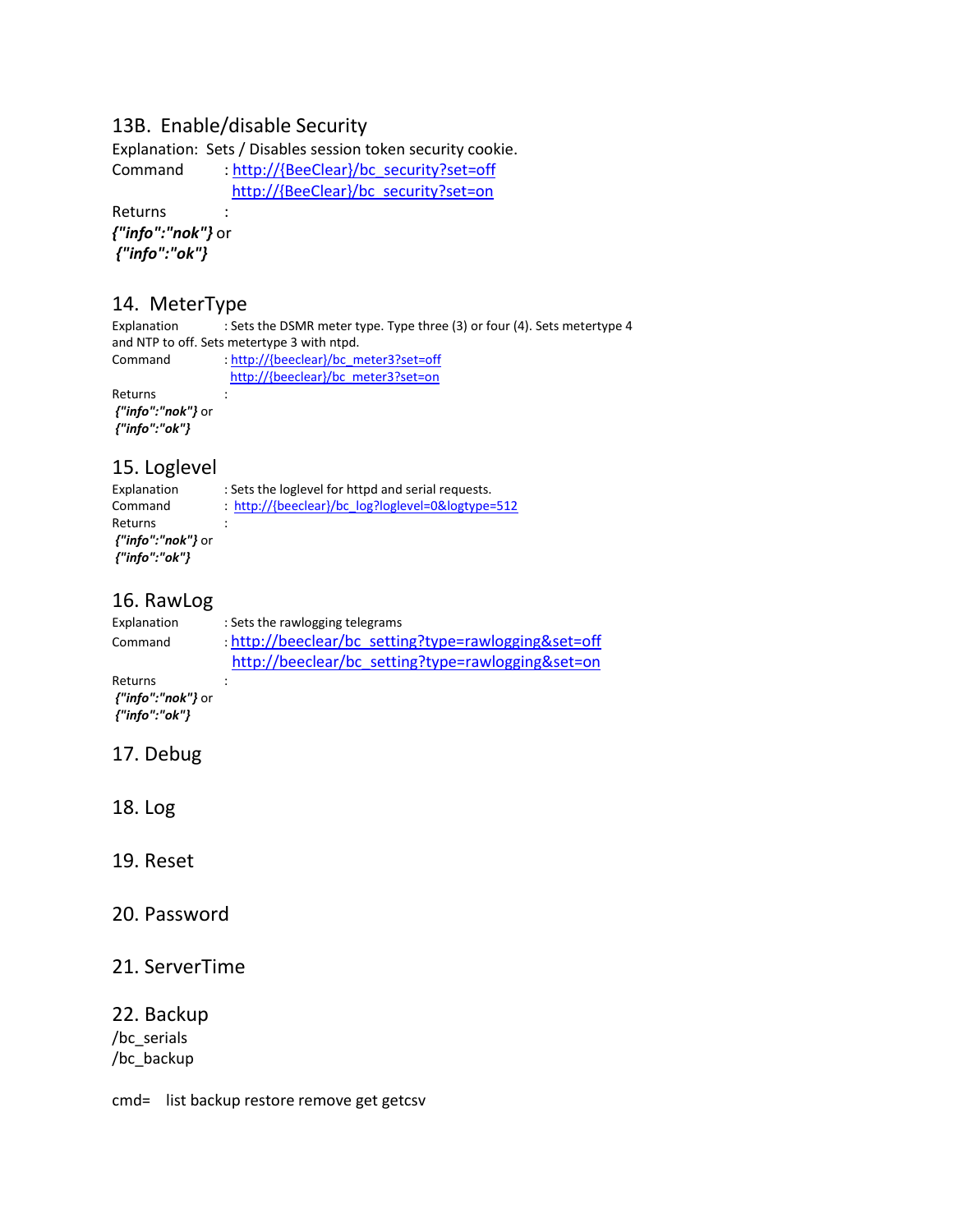## 13B. Enable/disable Security

Explanation: Sets / Disables session token security cookie.

Command : http://{BeeClear}/bc_security?set=off
http://{BeeClear}/bc_security?set=on

Returns :

***{"info":"nok"}*** or
***{"info":"ok"}***

## 14. MeterType

Explanation : Sets the DSMR meter type. Type three (3) or four (4). Sets metertype 4 and NTP to off. Sets metertype 3 with ntpd.

Command : http://{beeclear}/bc_meter3?set=off
http://{beeclear}/bc_meter3?set=on

Returns :

***{"info":"nok"}*** or
***{"info":"ok"}***

## 15. Loglevel

Explanation : Sets the loglevel for httpd and serial requests.

Command : http://{beeclear}/bc_log?loglevel=0&logtype=512

Returns :

***{"info":"nok"}*** or
***{"info":"ok"}***

## 16. RawLog

Explanation : Sets the rawlogging telegrams

Command : http://beeclear/bc_setting?type=rawlogging&set=off
http://beeclear/bc_setting?type=rawlogging&set=on

Returns :

***{"info":"nok"}*** or
***{"info":"ok"}***

## 17. Debug

## 18. Log

## 19. Reset

## 20. Password

## 21. ServerTime

## 22. Backup

/bc_serials
/bc_backup

cmd= list backup restore remove get getcsv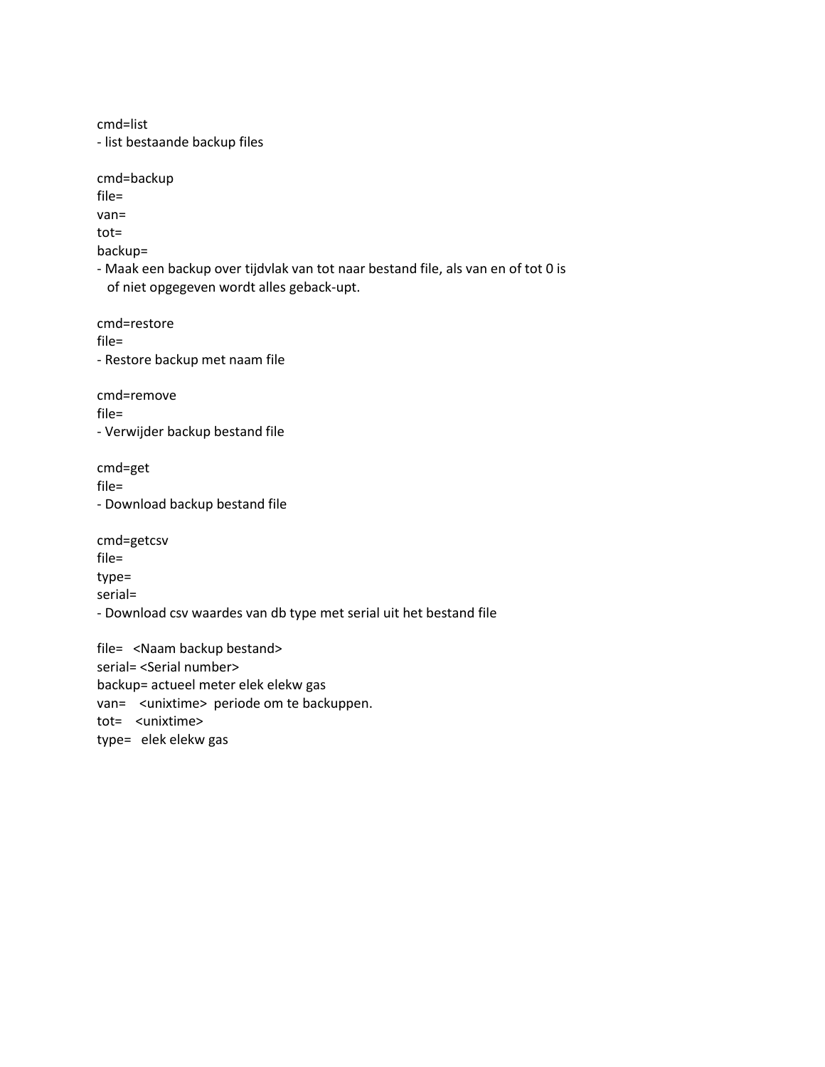cmd=list
- list bestaande backup files

cmd=backup
file=
van=
tot=
backup=
- Maak een backup over tijdvlak van tot naar bestand file, als van en of tot 0 is
  of niet opgegeven wordt alles geback-upt.

cmd=restore
file=
- Restore backup met naam file

cmd=remove
file=
- Verwijder backup bestand file

cmd=get
file=
- Download backup bestand file

cmd=getcsv
file=
type=
serial=
- Download csv waardes van db type met serial uit het bestand file

file=   <Naam backup bestand>
serial= <Serial number>
backup= actueel meter elek elekw gas
van=    <unixtime>  periode om te backuppen.
tot=    <unixtime>
type=   elek elekw gas